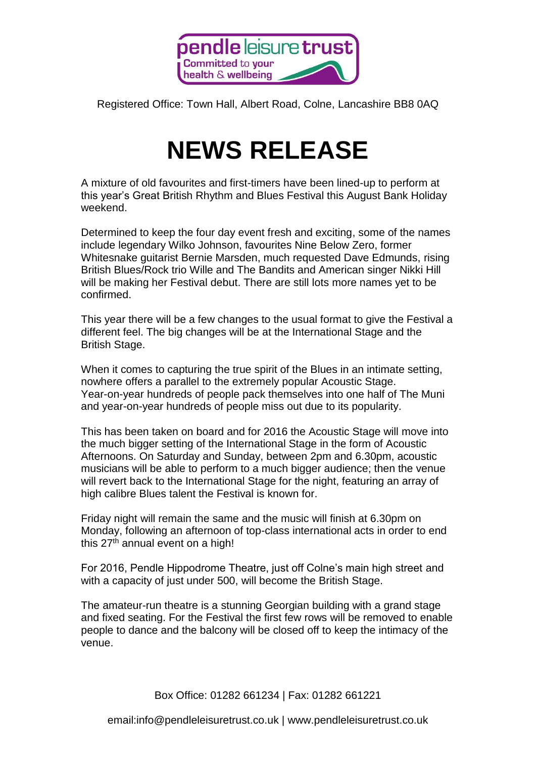pendle leisure trust
Committed to your health & wellbeing

Registered Office: Town Hall, Albert Road, Colne, Lancashire BB8 0AQ

# NEWS RELEASE

A mixture of old favourites and first-timers have been lined-up to perform at this year's Great British Rhythm and Blues Festival this August Bank Holiday weekend.

Determined to keep the four day event fresh and exciting, some of the names include legendary Wilko Johnson, favourites Nine Below Zero, former Whitesnake guitarist Bernie Marsden, much requested Dave Edmunds, rising British Blues/Rock trio Wille and The Bandits and American singer Nikki Hill will be making her Festival debut. There are still lots more names yet to be confirmed.

This year there will be a few changes to the usual format to give the Festival a different feel. The big changes will be at the International Stage and the British Stage.

When it comes to capturing the true spirit of the Blues in an intimate setting, nowhere offers a parallel to the extremely popular Acoustic Stage. Year-on-year hundreds of people pack themselves into one half of The Muni and year-on-year hundreds of people miss out due to its popularity.

This has been taken on board and for 2016 the Acoustic Stage will move into the much bigger setting of the International Stage in the form of Acoustic Afternoons. On Saturday and Sunday, between 2pm and 6.30pm, acoustic musicians will be able to perform to a much bigger audience; then the venue will revert back to the International Stage for the night, featuring an array of high calibre Blues talent the Festival is known for.

Friday night will remain the same and the music will finish at 6.30pm on Monday, following an afternoon of top-class international acts in order to end this 27th annual event on a high!

For 2016, Pendle Hippodrome Theatre, just off Colne's main high street and with a capacity of just under 500, will become the British Stage.

The amateur-run theatre is a stunning Georgian building with a grand stage and fixed seating. For the Festival the first few rows will be removed to enable people to dance and the balcony will be closed off to keep the intimacy of the venue.

Box Office: 01282 661234 | Fax: 01282 661221

email:info@pendleleisuretrust.co.uk | www.pendleleisuretrust.co.uk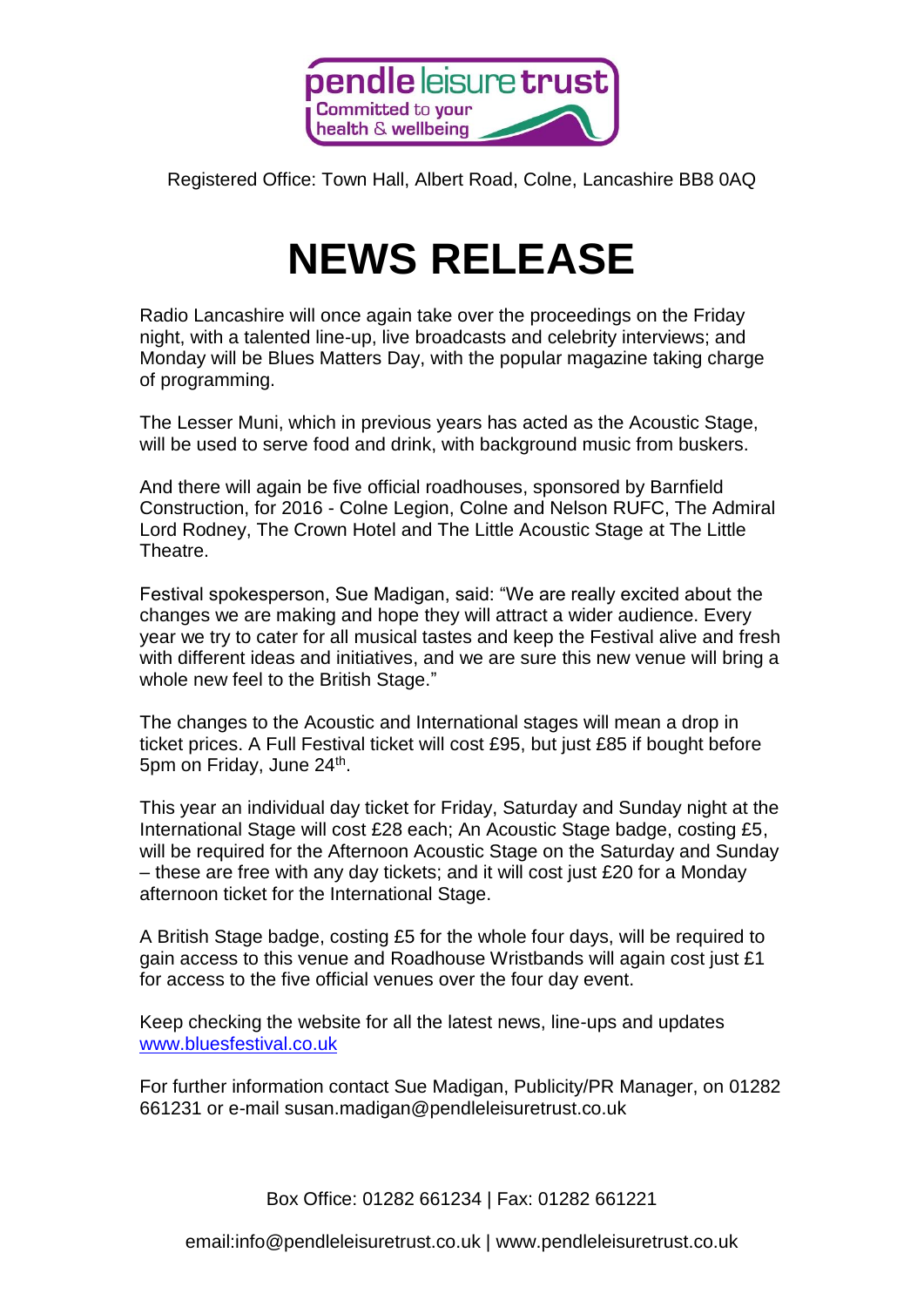Registered Office: Town Hall, Albert Road, Colne, Lancashire BB8 0AQ

# NEWS RELEASE

Radio Lancashire will once again take over the proceedings on the Friday night, with a talented line-up, live broadcasts and celebrity interviews; and Monday will be Blues Matters Day, with the popular magazine taking charge of programming.

The Lesser Muni, which in previous years has acted as the Acoustic Stage, will be used to serve food and drink, with background music from buskers.

And there will again be five official roadhouses, sponsored by Barnfield Construction, for 2016 - Colne Legion, Colne and Nelson RUFC, The Admiral Lord Rodney, The Crown Hotel and The Little Acoustic Stage at The Little Theatre.

Festival spokesperson, Sue Madigan, said: "We are really excited about the changes we are making and hope they will attract a wider audience. Every year we try to cater for all musical tastes and keep the Festival alive and fresh with different ideas and initiatives, and we are sure this new venue will bring a whole new feel to the British Stage."

The changes to the Acoustic and International stages will mean a drop in ticket prices. A Full Festival ticket will cost £95, but just £85 if bought before 5pm on Friday, June 24th.

This year an individual day ticket for Friday, Saturday and Sunday night at the International Stage will cost £28 each; An Acoustic Stage badge, costing £5, will be required for the Afternoon Acoustic Stage on the Saturday and Sunday – these are free with any day tickets; and it will cost just £20 for a Monday afternoon ticket for the International Stage.

A British Stage badge, costing £5 for the whole four days, will be required to gain access to this venue and Roadhouse Wristbands will again cost just £1 for access to the five official venues over the four day event.

Keep checking the website for all the latest news, line-ups and updates www.bluesfestival.co.uk

For further information contact Sue Madigan, Publicity/PR Manager, on 01282 661231 or e-mail susan.madigan@pendleleisuretrust.co.uk

Box Office: 01282 661234 | Fax: 01282 661221

email:info@pendleleisuretrust.co.uk | www.pendleleisuretrust.co.uk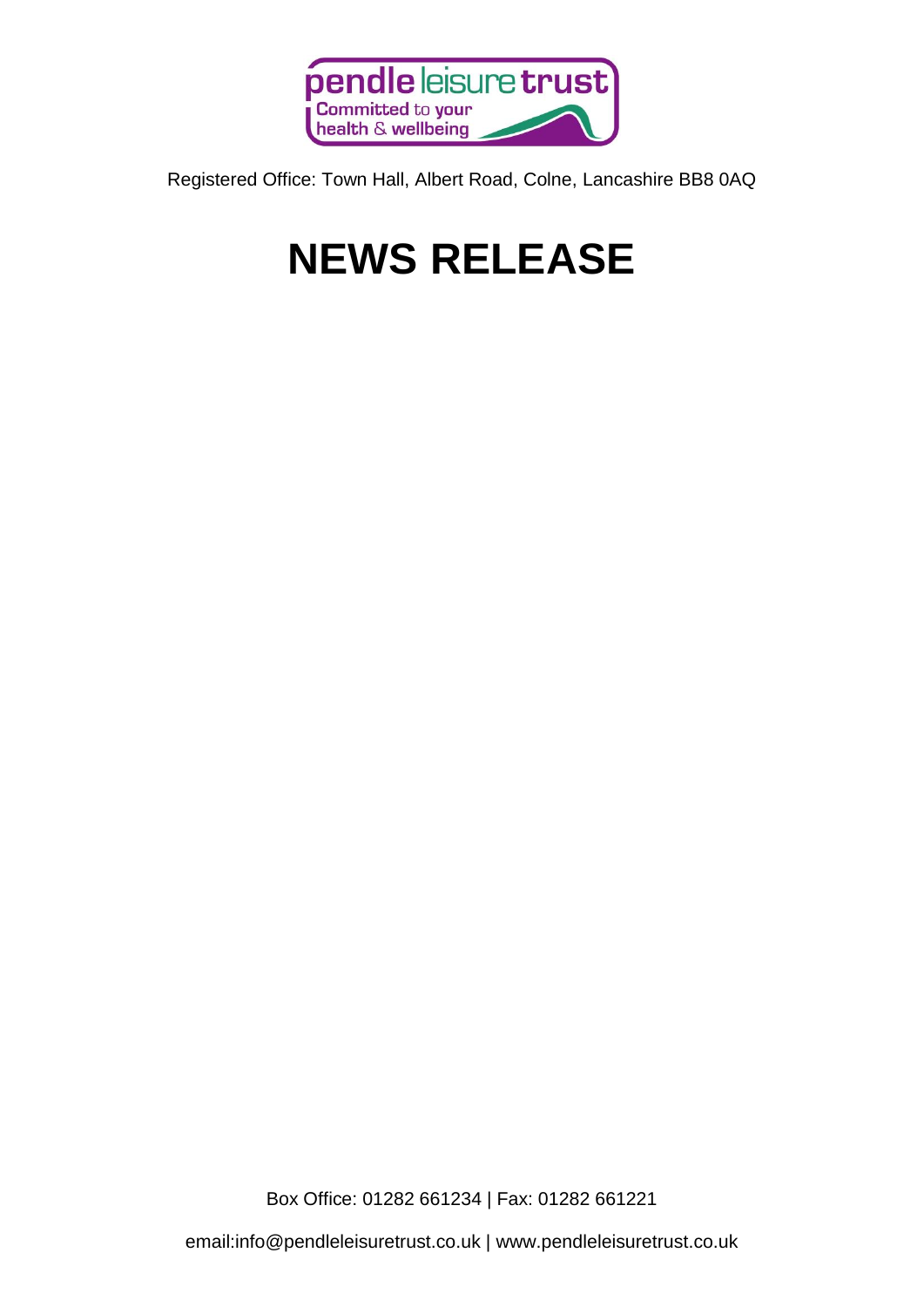pendle leisure trust
Committed to your health & wellbeing

Registered Office: Town Hall, Albert Road, Colne, Lancashire BB8 0AQ

# NEWS RELEASE

Box Office: 01282 661234 | Fax: 01282 661221

email:info@pendleleisuretrust.co.uk | www.pendleleisuretrust.co.uk